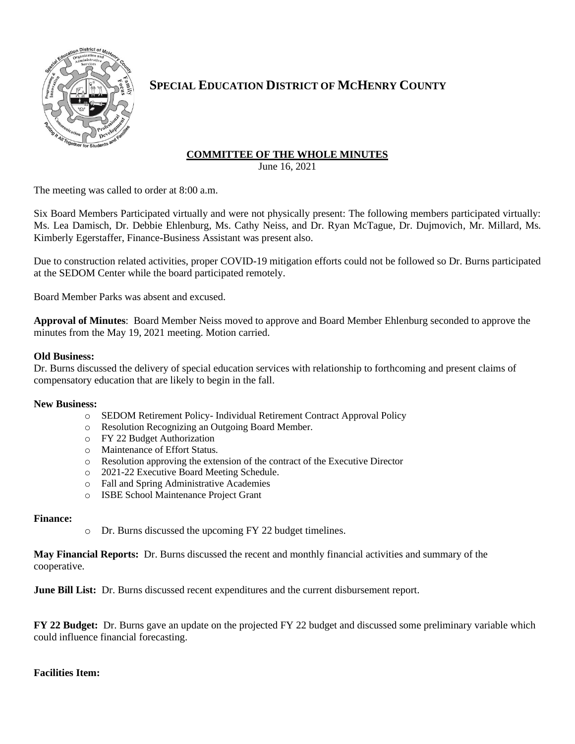# SPECIAL EDUCATION DISTRICT OF MCHENRY COUNTY

## COMMITTEE OF THE WHOLE MINUTES

June 16, 2021

The meeting was called to order at 8:00 a.m.

Six Board Members Participated virtually and were not physically present: The following members participated virtually: Ms. Lea Damisch, Dr. Debbie Ehlenburg, Ms. Cathy Neiss, and Dr. Ryan McTague, Dr. Dujmovich, Mr. Millard, Ms. Kimberly Egerstaffer, Finance-Business Assistant was present also.

Due to construction related activities, proper COVID-19 mitigation efforts could not be followed so Dr. Burns participated at the SEDOM Center while the board participated remotely.

Board Member Parks was absent and excused.

**Approval of Minutes**: Board Member Neiss moved to approve and Board Member Ehlenburg seconded to approve the minutes from the May 19, 2021 meeting. Motion carried.

**Old Business:**
Dr. Burns discussed the delivery of special education services with relationship to forthcoming and present claims of compensatory education that are likely to begin in the fall.

**New Business:**

- SEDOM Retirement Policy- Individual Retirement Contract Approval Policy
- Resolution Recognizing an Outgoing Board Member.
- FY 22 Budget Authorization
- Maintenance of Effort Status.
- Resolution approving the extension of the contract of the Executive Director
- 2021-22 Executive Board Meeting Schedule.
- Fall and Spring Administrative Academies
- ISBE School Maintenance Project Grant

**Finance:**

- Dr. Burns discussed the upcoming FY 22 budget timelines.

**May Financial Reports:** Dr. Burns discussed the recent and monthly financial activities and summary of the cooperative.

**June Bill List:** Dr. Burns discussed recent expenditures and the current disbursement report.

**FY 22 Budget:** Dr. Burns gave an update on the projected FY 22 budget and discussed some preliminary variable which could influence financial forecasting.

**Facilities Item:**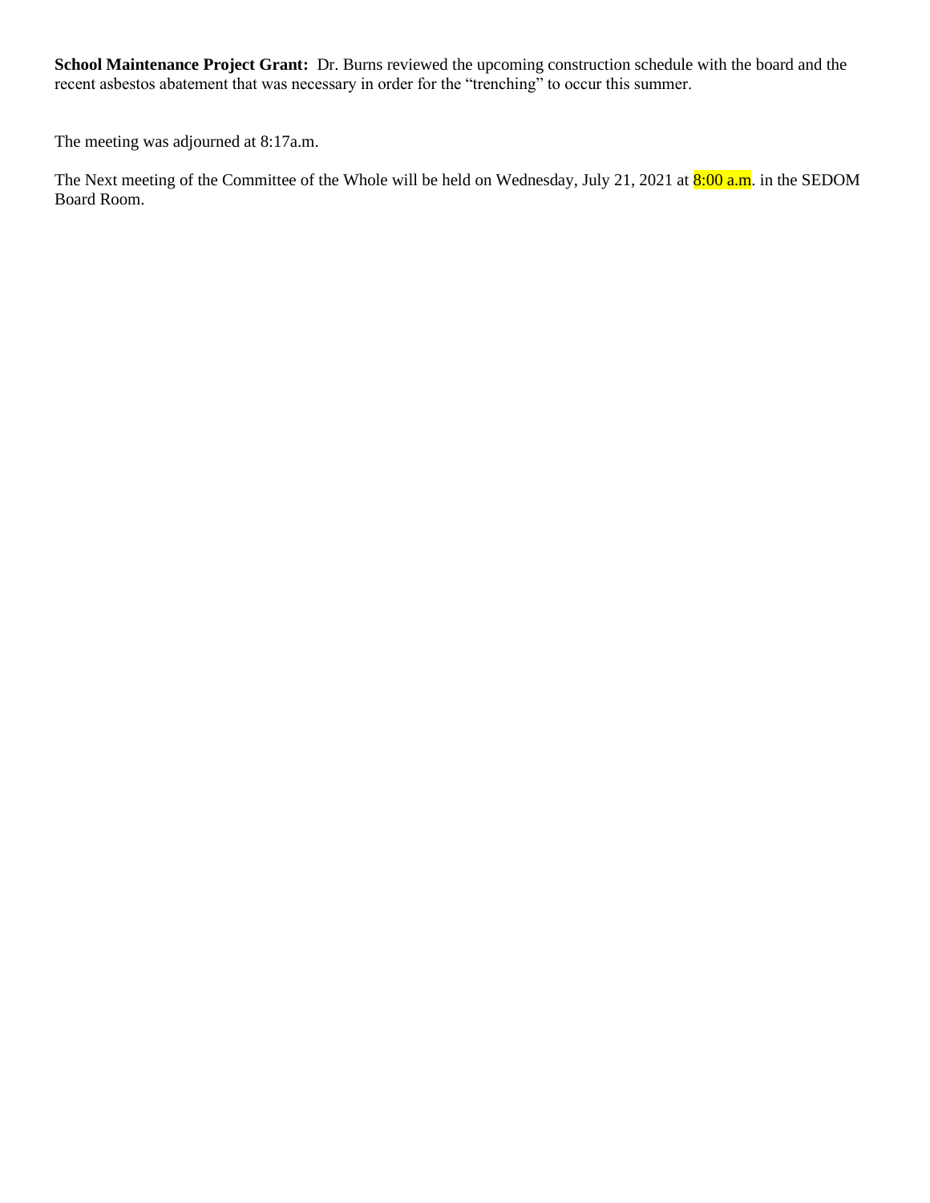**School Maintenance Project Grant:** Dr. Burns reviewed the upcoming construction schedule with the board and the recent asbestos abatement that was necessary in order for the "trenching" to occur this summer.

The meeting was adjourned at 8:17a.m.

The Next meeting of the Committee of the Whole will be held on Wednesday, July 21, 2021 at 8:00 a.m. in the SEDOM Board Room.